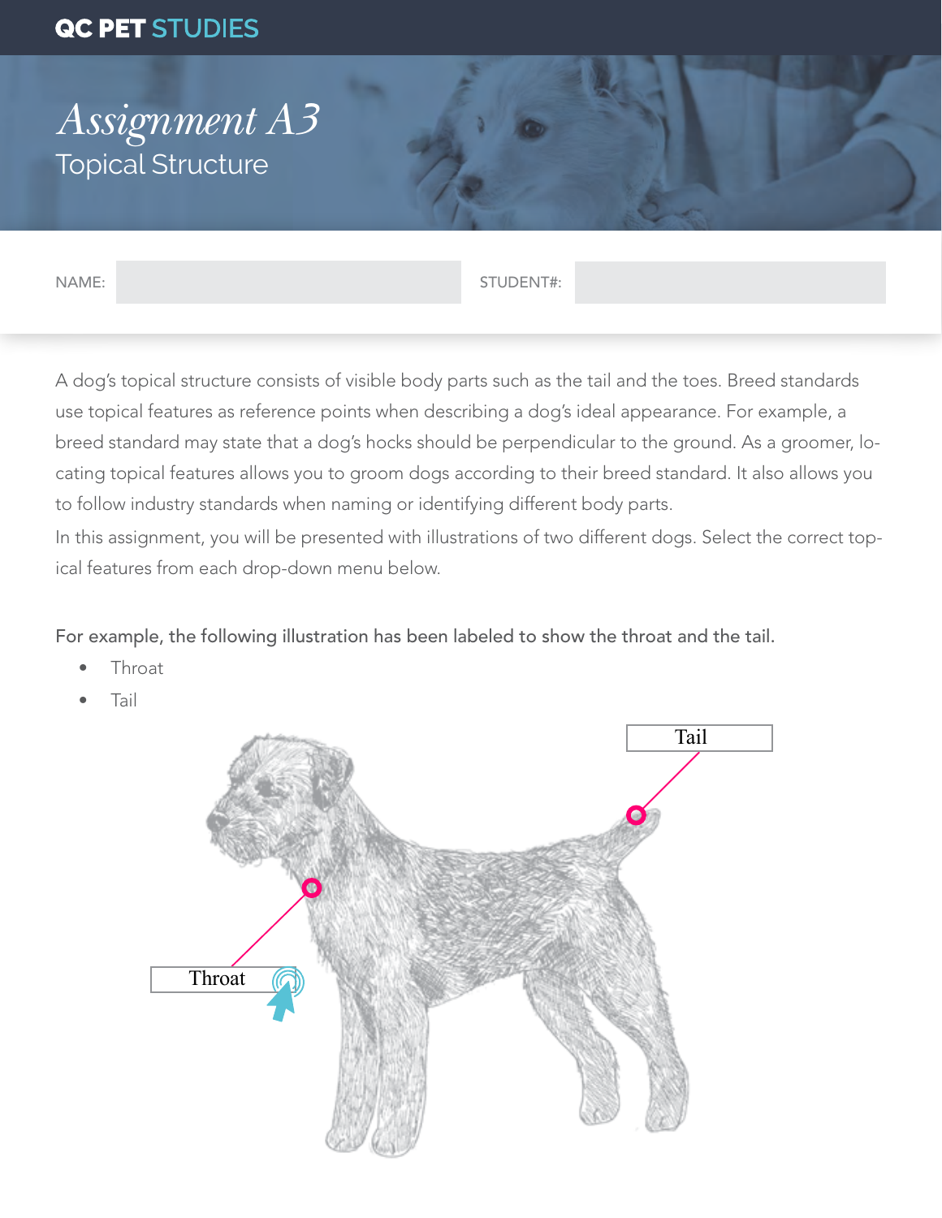QC PET STUDIES

# *Assignment A3*

## Topical Structure

NAME: | STUDENT#:

A dog's topical structure consists of visible body parts such as the tail and the toes. Breed standards use topical features as reference points when describing a dog's ideal appearance. For example, a breed standard may state that a dog's hocks should be perpendicular to the ground. As a groomer, locating topical features allows you to groom dogs according to their breed standard. It also allows you to follow industry standards when naming or identifying different body parts.

In this assignment, you will be presented with illustrations of two different dogs. Select the correct topical features from each drop-down menu below.

For example, the following illustration has been labeled to show the throat and the tail.

- Throat
- Tail

Tail

Throat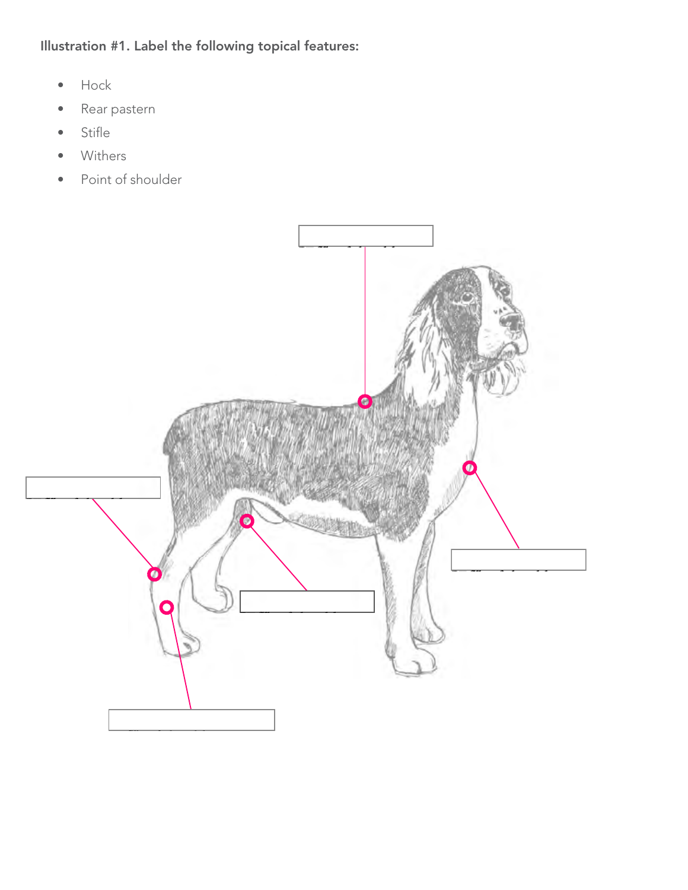**Illustration #1. Label the following topical features:**

- Hock
- Rear pastern
- Stifle
- Withers
- Point of shoulder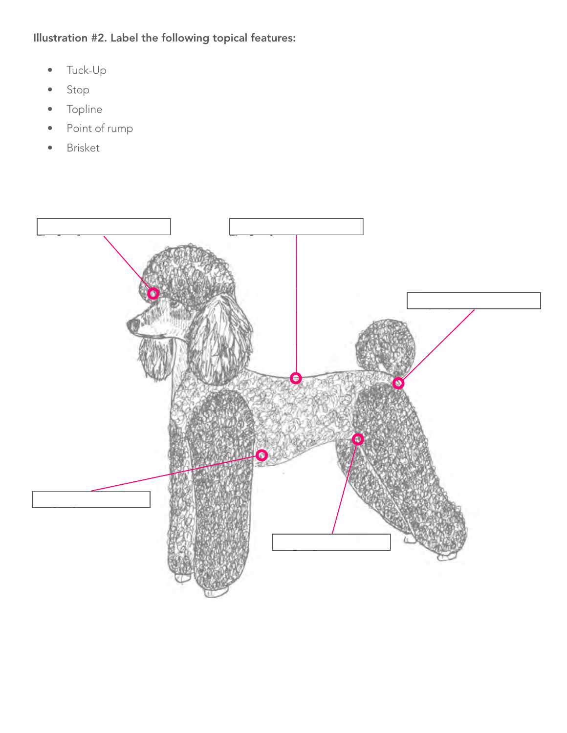**Illustration #2. Label the following topical features:**

- Tuck-Up
- Stop
- Topline
- Point of rump
- Brisket